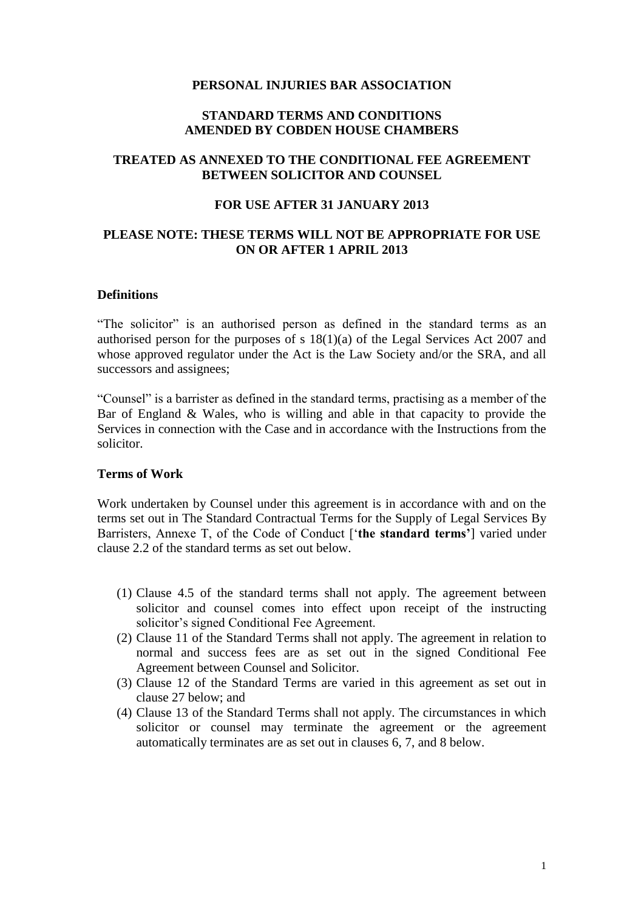**PERSONAL INJURIES BAR ASSOCIATION**

**STANDARD TERMS AND CONDITIONS AMENDED BY COBDEN HOUSE CHAMBERS**

**TREATED AS ANNEXED TO THE CONDITIONAL FEE AGREEMENT BETWEEN SOLICITOR AND COUNSEL**

**FOR USE AFTER 31 JANUARY 2013**

**PLEASE NOTE: THESE TERMS WILL NOT BE APPROPRIATE FOR USE ON OR AFTER 1 APRIL 2013**

### Definitions

"The solicitor" is an authorised person as defined in the standard terms as an authorised person for the purposes of s 18(1)(a) of the Legal Services Act 2007 and whose approved regulator under the Act is the Law Society and/or the SRA, and all successors and assignees;

"Counsel" is a barrister as defined in the standard terms, practising as a member of the Bar of England & Wales, who is willing and able in that capacity to provide the Services in connection with the Case and in accordance with the Instructions from the solicitor.

### Terms of Work

Work undertaken by Counsel under this agreement is in accordance with and on the terms set out in The Standard Contractual Terms for the Supply of Legal Services By Barristers, Annexe T, of the Code of Conduct ['**the standard terms'**] varied under clause 2.2 of the standard terms as set out below.

(1) Clause 4.5 of the standard terms shall not apply. The agreement between solicitor and counsel comes into effect upon receipt of the instructing solicitor's signed Conditional Fee Agreement.
(2) Clause 11 of the Standard Terms shall not apply. The agreement in relation to normal and success fees are as set out in the signed Conditional Fee Agreement between Counsel and Solicitor.
(3) Clause 12 of the Standard Terms are varied in this agreement as set out in clause 27 below; and
(4) Clause 13 of the Standard Terms shall not apply. The circumstances in which solicitor or counsel may terminate the agreement or the agreement automatically terminates are as set out in clauses 6, 7, and 8 below.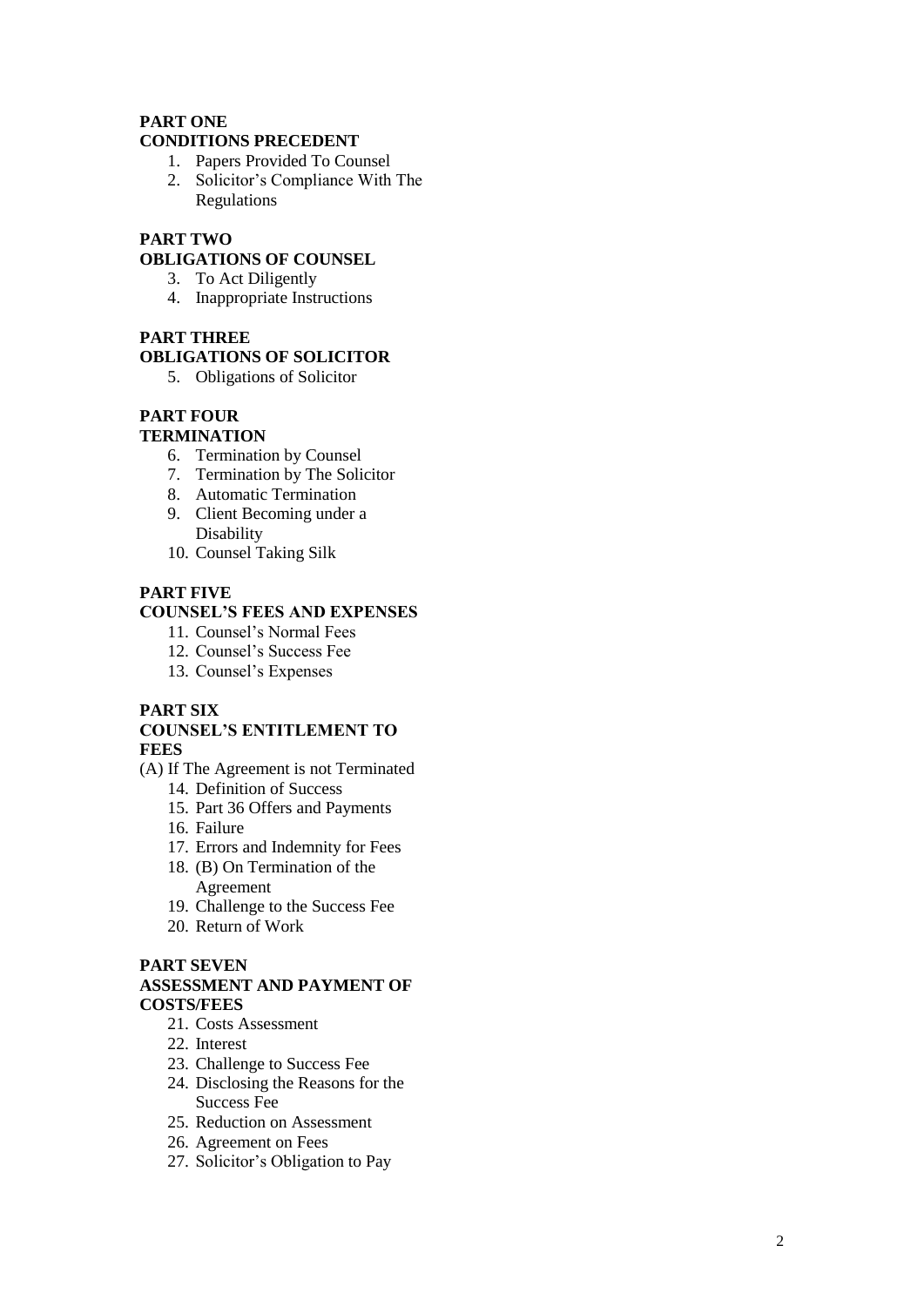**PART ONE**
**CONDITIONS PRECEDENT**

1. Papers Provided To Counsel
2. Solicitor's Compliance With The Regulations

**PART TWO**
**OBLIGATIONS OF COUNSEL**

3. To Act Diligently
4. Inappropriate Instructions

**PART THREE**
**OBLIGATIONS OF SOLICITOR**

5. Obligations of Solicitor

**PART FOUR**
**TERMINATION**

6. Termination by Counsel
7. Termination by The Solicitor
8. Automatic Termination
9. Client Becoming under a Disability
10. Counsel Taking Silk

**PART FIVE**
**COUNSEL'S FEES AND EXPENSES**

11. Counsel's Normal Fees
12. Counsel's Success Fee
13. Counsel's Expenses

**PART SIX**
**COUNSEL'S ENTITLEMENT TO FEES**

(A) If The Agreement is not Terminated

14. Definition of Success
15. Part 36 Offers and Payments
16. Failure
17. Errors and Indemnity for Fees
18. (B) On Termination of the Agreement
19. Challenge to the Success Fee
20. Return of Work

**PART SEVEN**
**ASSESSMENT AND PAYMENT OF COSTS/FEES**

21. Costs Assessment
22. Interest
23. Challenge to Success Fee
24. Disclosing the Reasons for the Success Fee
25. Reduction on Assessment
26. Agreement on Fees
27. Solicitor's Obligation to Pay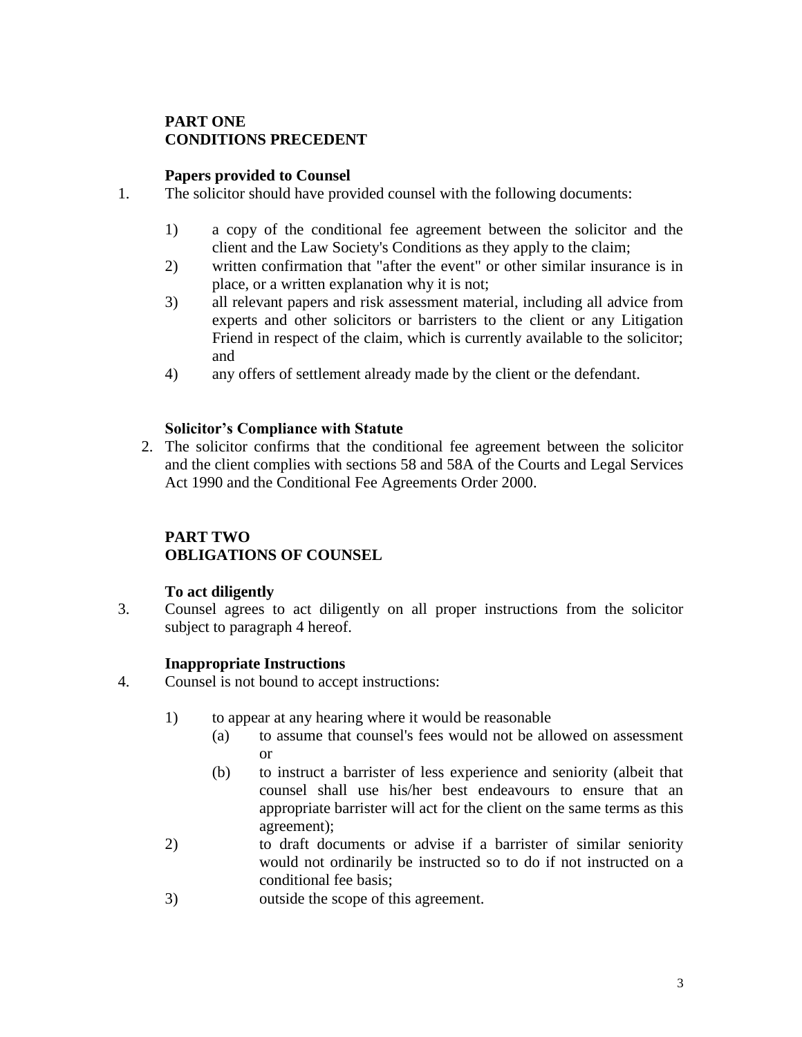## PART ONE
## CONDITIONS PRECEDENT

### Papers provided to Counsel

1. The solicitor should have provided counsel with the following documents:

    1) a copy of the conditional fee agreement between the solicitor and the client and the Law Society's Conditions as they apply to the claim;
    2) written confirmation that "after the event" or other similar insurance is in place, or a written explanation why it is not;
    3) all relevant papers and risk assessment material, including all advice from experts and other solicitors or barristers to the client or any Litigation Friend in respect of the claim, which is currently available to the solicitor; and
    4) any offers of settlement already made by the client or the defendant.

### Solicitor's Compliance with Statute

2. The solicitor confirms that the conditional fee agreement between the solicitor and the client complies with sections 58 and 58A of the Courts and Legal Services Act 1990 and the Conditional Fee Agreements Order 2000.

## PART TWO
## OBLIGATIONS OF COUNSEL

### To act diligently

3. Counsel agrees to act diligently on all proper instructions from the solicitor subject to paragraph 4 hereof.

### Inappropriate Instructions

4. Counsel is not bound to accept instructions:

    1) to appear at any hearing where it would be reasonable
        (a) to assume that counsel's fees would not be allowed on assessment or
        (b) to instruct a barrister of less experience and seniority (albeit that counsel shall use his/her best endeavours to ensure that an appropriate barrister will act for the client on the same terms as this agreement);
    2) to draft documents or advise if a barrister of similar seniority would not ordinarily be instructed so to do if not instructed on a conditional fee basis;
    3) outside the scope of this agreement.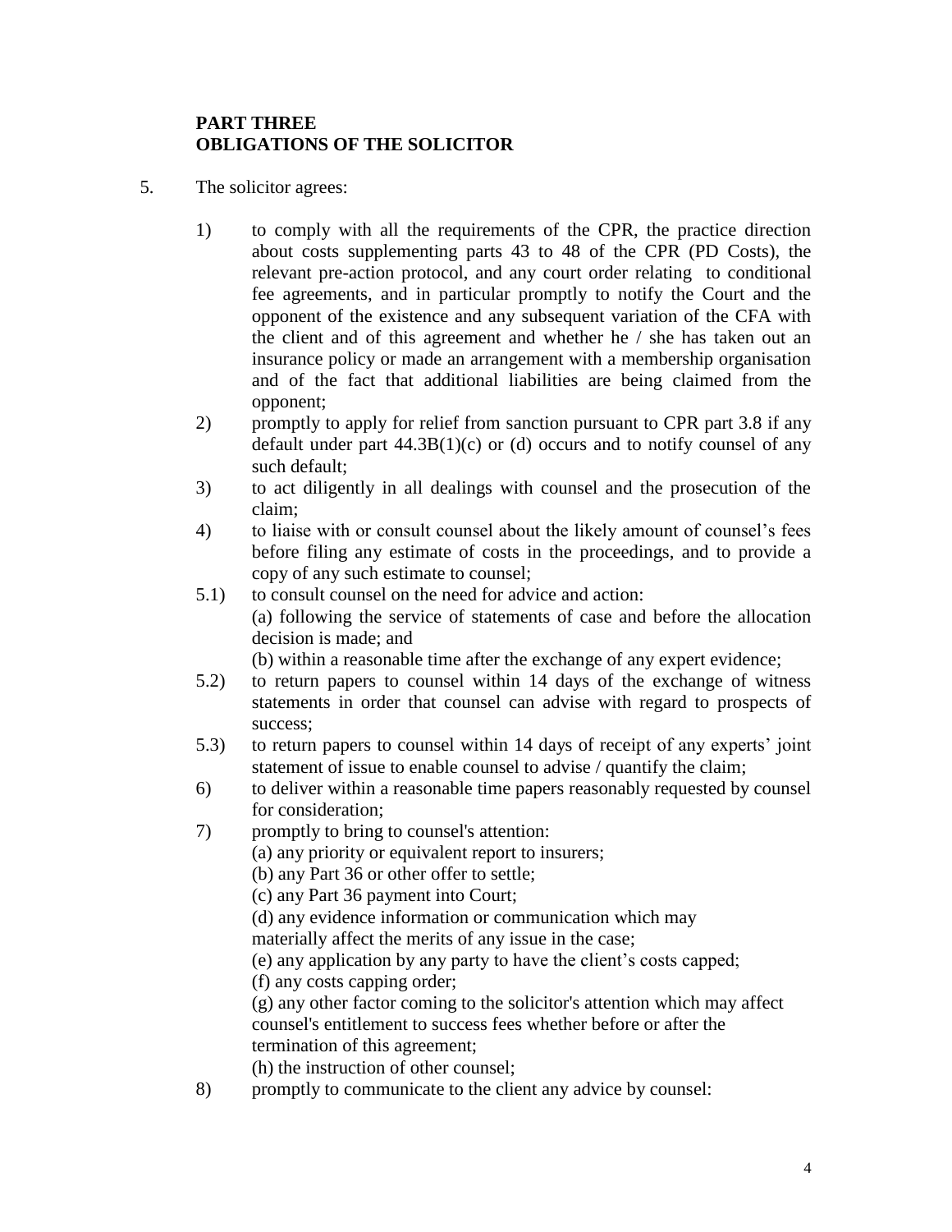## PART THREE
## OBLIGATIONS OF THE SOLICITOR

5. The solicitor agrees:

   1) to comply with all the requirements of the CPR, the practice direction about costs supplementing parts 43 to 48 of the CPR (PD Costs), the relevant pre-action protocol, and any court order relating to conditional fee agreements, and in particular promptly to notify the Court and the opponent of the existence and any subsequent variation of the CFA with the client and of this agreement and whether he / she has taken out an insurance policy or made an arrangement with a membership organisation and of the fact that additional liabilities are being claimed from the opponent;

   2) promptly to apply for relief from sanction pursuant to CPR part 3.8 if any default under part 44.3B(1)(c) or (d) occurs and to notify counsel of any such default;

   3) to act diligently in all dealings with counsel and the prosecution of the claim;

   4) to liaise with or consult counsel about the likely amount of counsel's fees before filing any estimate of costs in the proceedings, and to provide a copy of any such estimate to counsel;

   5.1) to consult counsel on the need for advice and action:
   (a) following the service of statements of case and before the allocation decision is made; and
   (b) within a reasonable time after the exchange of any expert evidence;

   5.2) to return papers to counsel within 14 days of the exchange of witness statements in order that counsel can advise with regard to prospects of success;

   5.3) to return papers to counsel within 14 days of receipt of any experts' joint statement of issue to enable counsel to advise / quantify the claim;

   6) to deliver within a reasonable time papers reasonably requested by counsel for consideration;

   7) promptly to bring to counsel's attention:
   (a) any priority or equivalent report to insurers;
   (b) any Part 36 or other offer to settle;
   (c) any Part 36 payment into Court;
   (d) any evidence information or communication which may materially affect the merits of any issue in the case;
   (e) any application by any party to have the client's costs capped;
   (f) any costs capping order;
   (g) any other factor coming to the solicitor's attention which may affect counsel's entitlement to success fees whether before or after the termination of this agreement;
   (h) the instruction of other counsel;

   8) promptly to communicate to the client any advice by counsel: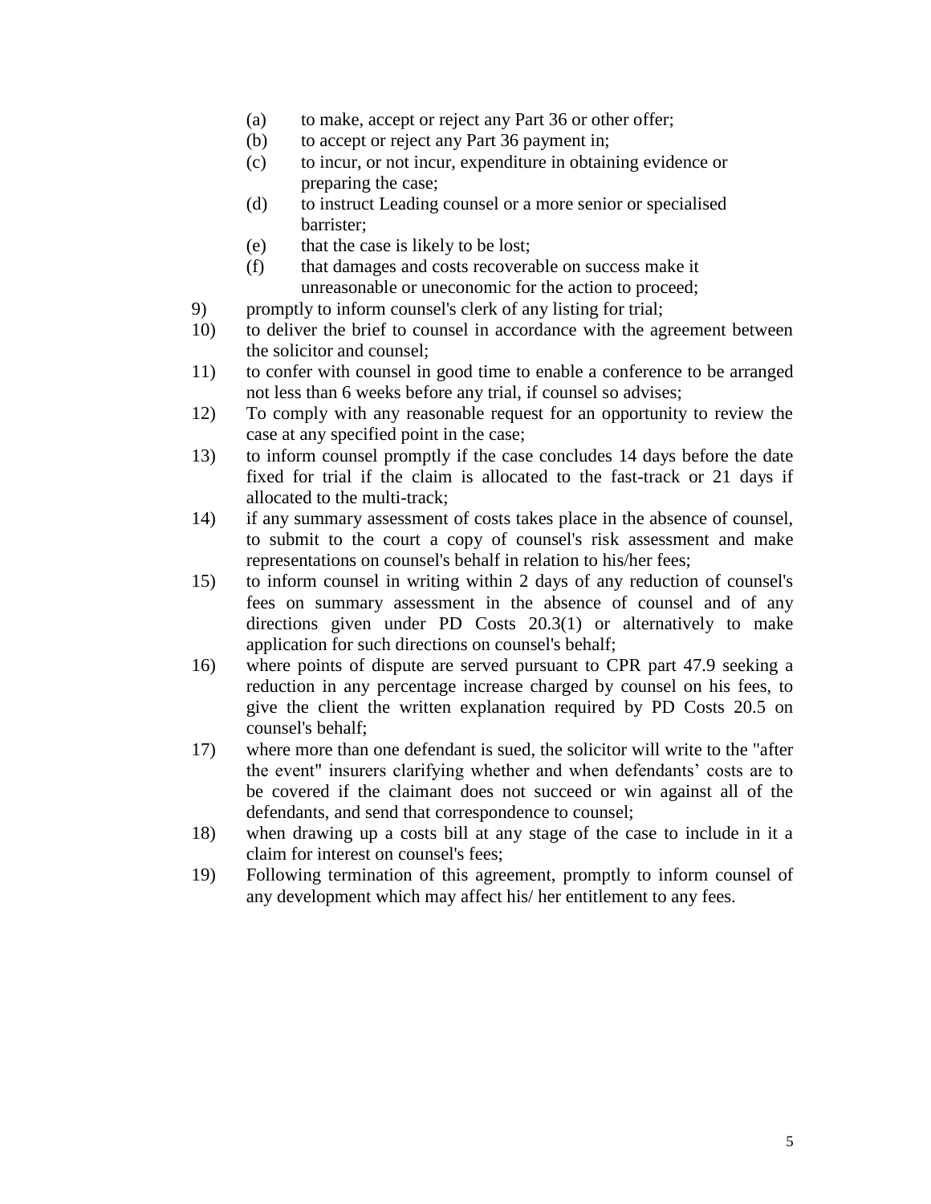(a) to make, accept or reject any Part 36 or other offer;
(b) to accept or reject any Part 36 payment in;
(c) to incur, or not incur, expenditure in obtaining evidence or preparing the case;
(d) to instruct Leading counsel or a more senior or specialised barrister;
(e) that the case is likely to be lost;
(f) that damages and costs recoverable on success make it unreasonable or uneconomic for the action to proceed;

9) promptly to inform counsel's clerk of any listing for trial;
10) to deliver the brief to counsel in accordance with the agreement between the solicitor and counsel;
11) to confer with counsel in good time to enable a conference to be arranged not less than 6 weeks before any trial, if counsel so advises;
12) To comply with any reasonable request for an opportunity to review the case at any specified point in the case;
13) to inform counsel promptly if the case concludes 14 days before the date fixed for trial if the claim is allocated to the fast-track or 21 days if allocated to the multi-track;
14) if any summary assessment of costs takes place in the absence of counsel, to submit to the court a copy of counsel's risk assessment and make representations on counsel's behalf in relation to his/her fees;
15) to inform counsel in writing within 2 days of any reduction of counsel's fees on summary assessment in the absence of counsel and of any directions given under PD Costs 20.3(1) or alternatively to make application for such directions on counsel's behalf;
16) where points of dispute are served pursuant to CPR part 47.9 seeking a reduction in any percentage increase charged by counsel on his fees, to give the client the written explanation required by PD Costs 20.5 on counsel's behalf;
17) where more than one defendant is sued, the solicitor will write to the "after the event" insurers clarifying whether and when defendants' costs are to be covered if the claimant does not succeed or win against all of the defendants, and send that correspondence to counsel;
18) when drawing up a costs bill at any stage of the case to include in it a claim for interest on counsel's fees;
19) Following termination of this agreement, promptly to inform counsel of any development which may affect his/ her entitlement to any fees.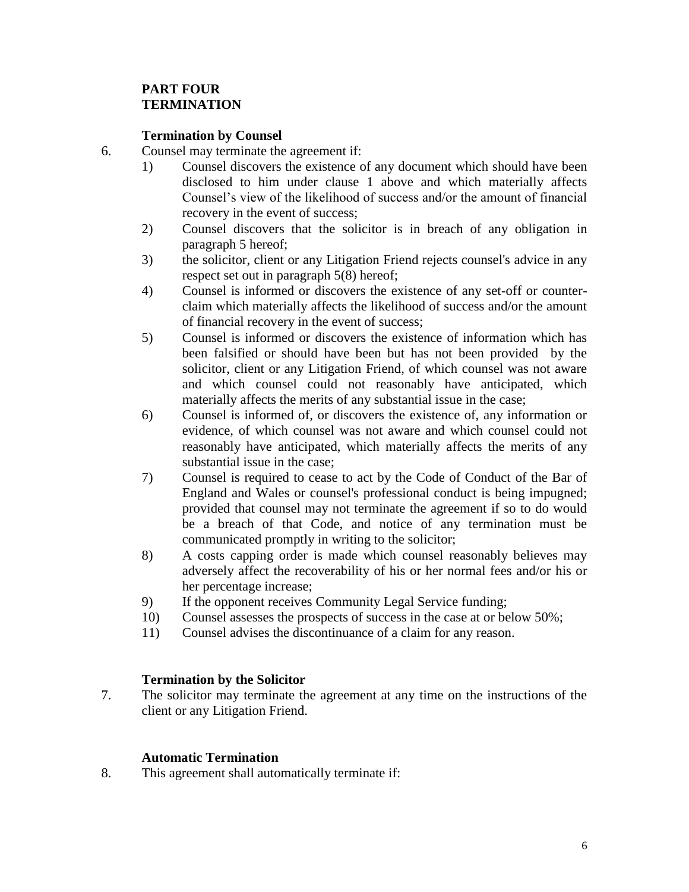**PART FOUR**
**TERMINATION**

**Termination by Counsel**

6. Counsel may terminate the agreement if:
   1) Counsel discovers the existence of any document which should have been disclosed to him under clause 1 above and which materially affects Counsel's view of the likelihood of success and/or the amount of financial recovery in the event of success;
   2) Counsel discovers that the solicitor is in breach of any obligation in paragraph 5 hereof;
   3) the solicitor, client or any Litigation Friend rejects counsel's advice in any respect set out in paragraph 5(8) hereof;
   4) Counsel is informed or discovers the existence of any set-off or counter-claim which materially affects the likelihood of success and/or the amount of financial recovery in the event of success;
   5) Counsel is informed or discovers the existence of information which has been falsified or should have been but has not been provided by the solicitor, client or any Litigation Friend, of which counsel was not aware and which counsel could not reasonably have anticipated, which materially affects the merits of any substantial issue in the case;
   6) Counsel is informed of, or discovers the existence of, any information or evidence, of which counsel was not aware and which counsel could not reasonably have anticipated, which materially affects the merits of any substantial issue in the case;
   7) Counsel is required to cease to act by the Code of Conduct of the Bar of England and Wales or counsel's professional conduct is being impugned; provided that counsel may not terminate the agreement if so to do would be a breach of that Code, and notice of any termination must be communicated promptly in writing to the solicitor;
   8) A costs capping order is made which counsel reasonably believes may adversely affect the recoverability of his or her normal fees and/or his or her percentage increase;
   9) If the opponent receives Community Legal Service funding;
   10) Counsel assesses the prospects of success in the case at or below 50%;
   11) Counsel advises the discontinuance of a claim for any reason.

**Termination by the Solicitor**

7. The solicitor may terminate the agreement at any time on the instructions of the client or any Litigation Friend.

**Automatic Termination**

8. This agreement shall automatically terminate if: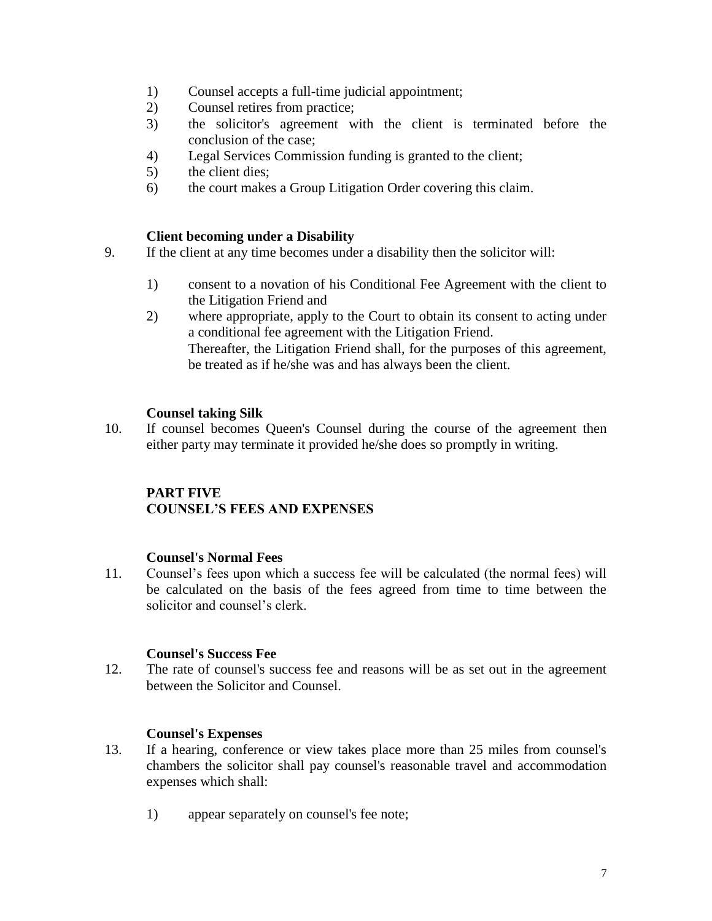1) Counsel accepts a full-time judicial appointment;
2) Counsel retires from practice;
3) the solicitor's agreement with the client is terminated before the conclusion of the case;
4) Legal Services Commission funding is granted to the client;
5) the client dies;
6) the court makes a Group Litigation Order covering this claim.

**Client becoming under a Disability**

9. If the client at any time becomes under a disability then the solicitor will:

   1) consent to a novation of his Conditional Fee Agreement with the client to the Litigation Friend and
   2) where appropriate, apply to the Court to obtain its consent to acting under a conditional fee agreement with the Litigation Friend.
      Thereafter, the Litigation Friend shall, for the purposes of this agreement, be treated as if he/she was and has always been the client.

**Counsel taking Silk**

10. If counsel becomes Queen's Counsel during the course of the agreement then either party may terminate it provided he/she does so promptly in writing.

## PART FIVE
## COUNSEL'S FEES AND EXPENSES

**Counsel's Normal Fees**

11. Counsel's fees upon which a success fee will be calculated (the normal fees) will be calculated on the basis of the fees agreed from time to time between the solicitor and counsel's clerk.

**Counsel's Success Fee**

12. The rate of counsel's success fee and reasons will be as set out in the agreement between the Solicitor and Counsel.

**Counsel's Expenses**

13. If a hearing, conference or view takes place more than 25 miles from counsel's chambers the solicitor shall pay counsel's reasonable travel and accommodation expenses which shall:

   1) appear separately on counsel's fee note;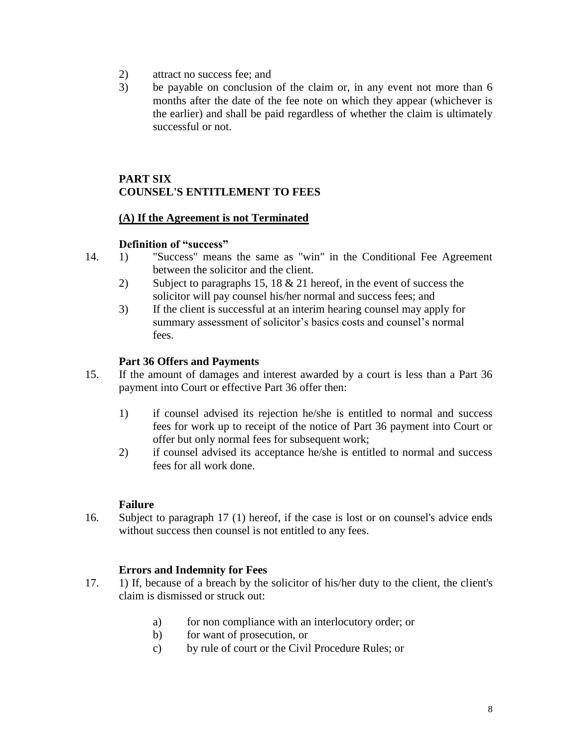2) attract no success fee; and
3) be payable on conclusion of the claim or, in any event not more than 6 months after the date of the fee note on which they appear (whichever is the earlier) and shall be paid regardless of whether the claim is ultimately successful or not.

## PART SIX
## COUNSEL'S ENTITLEMENT TO FEES

### (A) If the Agreement is not Terminated

**Definition of "success"**

14. 1) "Success" means the same as "win" in the Conditional Fee Agreement between the solicitor and the client.
    2) Subject to paragraphs 15, 18 & 21 hereof, in the event of success the solicitor will pay counsel his/her normal and success fees; and
    3) If the client is successful at an interim hearing counsel may apply for summary assessment of solicitor's basics costs and counsel's normal fees.

**Part 36 Offers and Payments**

15. If the amount of damages and interest awarded by a court is less than a Part 36 payment into Court or effective Part 36 offer then:

    1) if counsel advised its rejection he/she is entitled to normal and success fees for work up to receipt of the notice of Part 36 payment into Court or offer but only normal fees for subsequent work;
    2) if counsel advised its acceptance he/she is entitled to normal and success fees for all work done.

**Failure**

16. Subject to paragraph 17 (1) hereof, if the case is lost or on counsel's advice ends without success then counsel is not entitled to any fees.

**Errors and Indemnity for Fees**

17. 1) If, because of a breach by the solicitor of his/her duty to the client, the client's claim is dismissed or struck out:

    a) for non compliance with an interlocutory order; or
    b) for want of prosecution, or
    c) by rule of court or the Civil Procedure Rules; or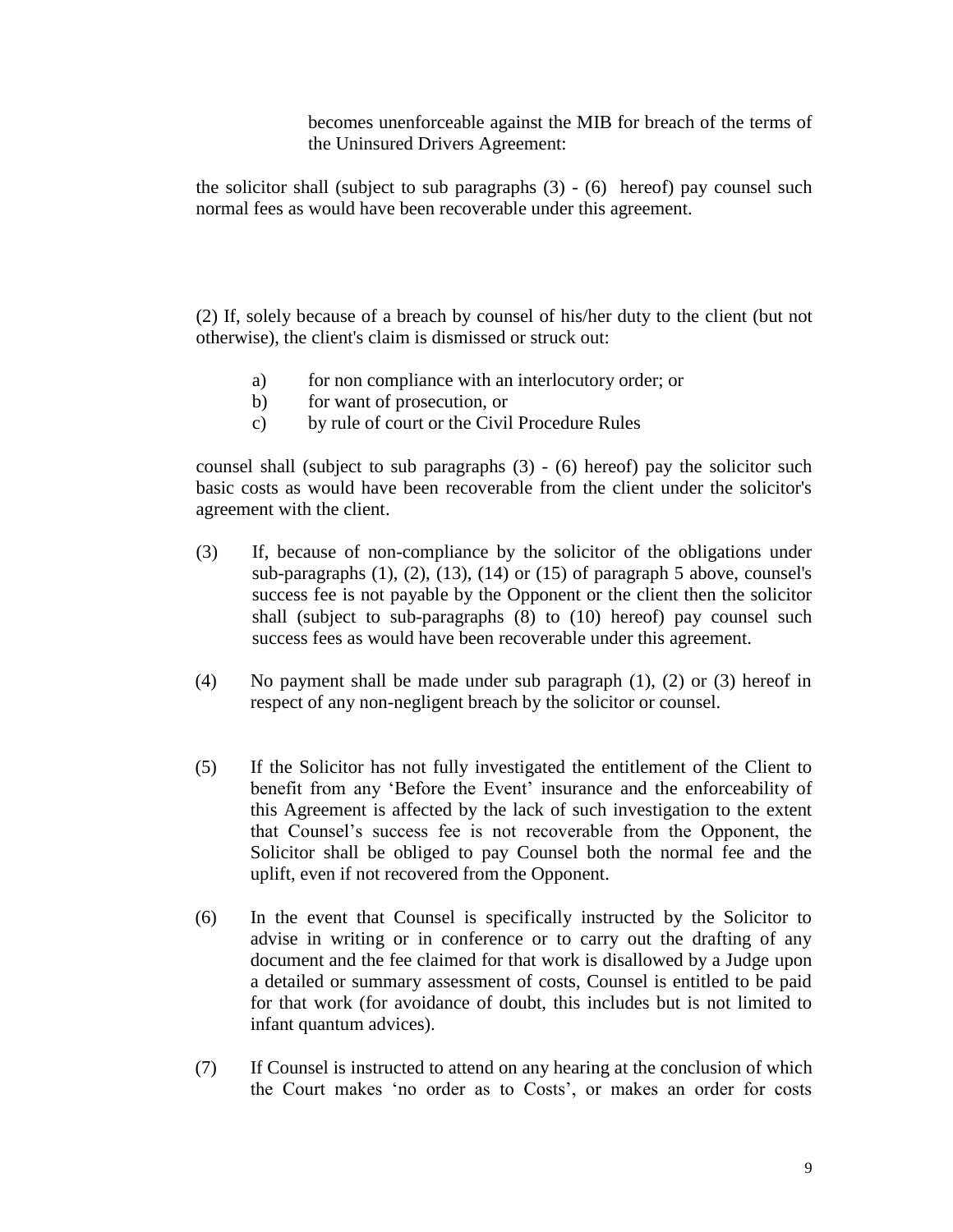becomes unenforceable against the MIB for breach of the terms of the Uninsured Drivers Agreement:

the solicitor shall (subject to sub paragraphs (3) - (6) hereof) pay counsel such normal fees as would have been recoverable under this agreement.

(2) If, solely because of a breach by counsel of his/her duty to the client (but not otherwise), the client's claim is dismissed or struck out:

a) for non compliance with an interlocutory order; or
b) for want of prosecution, or
c) by rule of court or the Civil Procedure Rules

counsel shall (subject to sub paragraphs (3) - (6) hereof) pay the solicitor such basic costs as would have been recoverable from the client under the solicitor's agreement with the client.

(3) If, because of non-compliance by the solicitor of the obligations under sub-paragraphs (1), (2), (13), (14) or (15) of paragraph 5 above, counsel's success fee is not payable by the Opponent or the client then the solicitor shall (subject to sub-paragraphs (8) to (10) hereof) pay counsel such success fees as would have been recoverable under this agreement.

(4) No payment shall be made under sub paragraph (1), (2) or (3) hereof in respect of any non-negligent breach by the solicitor or counsel.

(5) If the Solicitor has not fully investigated the entitlement of the Client to benefit from any 'Before the Event' insurance and the enforceability of this Agreement is affected by the lack of such investigation to the extent that Counsel's success fee is not recoverable from the Opponent, the Solicitor shall be obliged to pay Counsel both the normal fee and the uplift, even if not recovered from the Opponent.

(6) In the event that Counsel is specifically instructed by the Solicitor to advise in writing or in conference or to carry out the drafting of any document and the fee claimed for that work is disallowed by a Judge upon a detailed or summary assessment of costs, Counsel is entitled to be paid for that work (for avoidance of doubt, this includes but is not limited to infant quantum advices).

(7) If Counsel is instructed to attend on any hearing at the conclusion of which the Court makes 'no order as to Costs', or makes an order for costs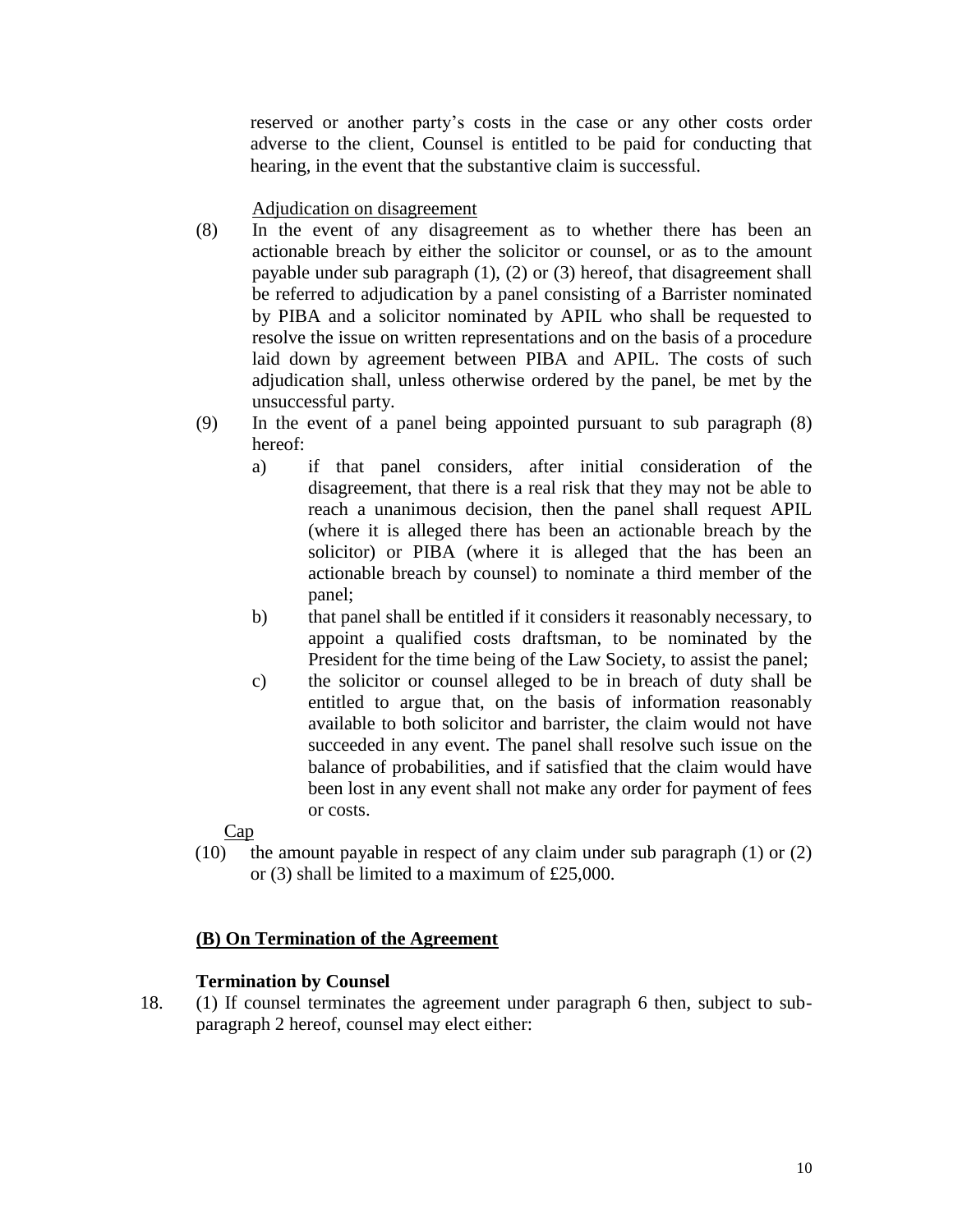reserved or another party's costs in the case or any other costs order adverse to the client, Counsel is entitled to be paid for conducting that hearing, in the event that the substantive claim is successful.

Adjudication on disagreement

(8) In the event of any disagreement as to whether there has been an actionable breach by either the solicitor or counsel, or as to the amount payable under sub paragraph (1), (2) or (3) hereof, that disagreement shall be referred to adjudication by a panel consisting of a Barrister nominated by PIBA and a solicitor nominated by APIL who shall be requested to resolve the issue on written representations and on the basis of a procedure laid down by agreement between PIBA and APIL. The costs of such adjudication shall, unless otherwise ordered by the panel, be met by the unsuccessful party.

(9) In the event of a panel being appointed pursuant to sub paragraph (8) hereof:

a) if that panel considers, after initial consideration of the disagreement, that there is a real risk that they may not be able to reach a unanimous decision, then the panel shall request APIL (where it is alleged there has been an actionable breach by the solicitor) or PIBA (where it is alleged that the has been an actionable breach by counsel) to nominate a third member of the panel;

b) that panel shall be entitled if it considers it reasonably necessary, to appoint a qualified costs draftsman, to be nominated by the President for the time being of the Law Society, to assist the panel;

c) the solicitor or counsel alleged to be in breach of duty shall be entitled to argue that, on the basis of information reasonably available to both solicitor and barrister, the claim would not have succeeded in any event. The panel shall resolve such issue on the balance of probabilities, and if satisfied that the claim would have been lost in any event shall not make any order for payment of fees or costs.

Cap

(10) the amount payable in respect of any claim under sub paragraph (1) or (2) or (3) shall be limited to a maximum of £25,000.

## (B) On Termination of the Agreement

**Termination by Counsel**

18. (1) If counsel terminates the agreement under paragraph 6 then, subject to sub-paragraph 2 hereof, counsel may elect either: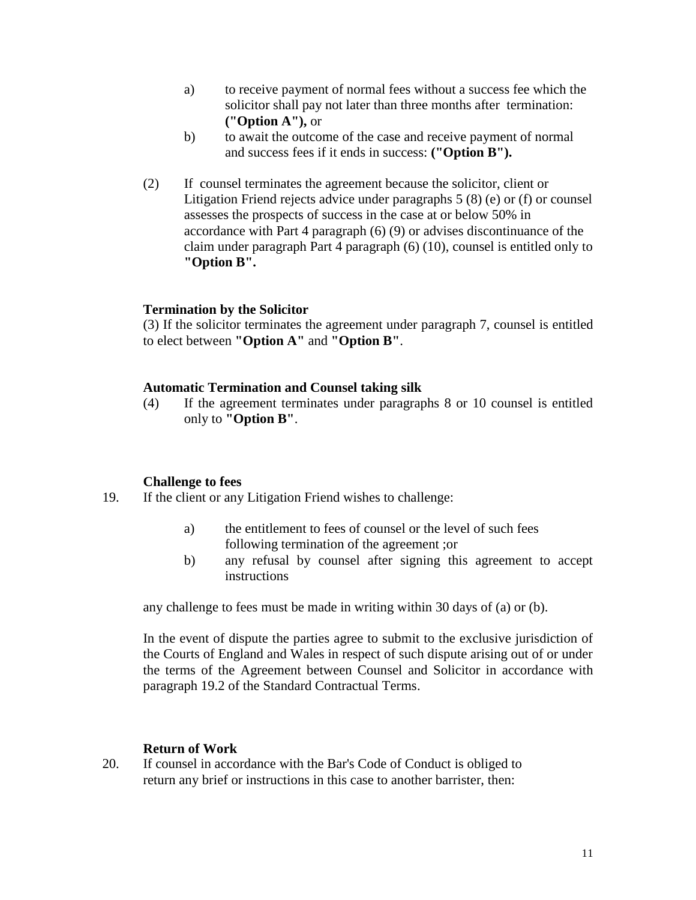a) to receive payment of normal fees without a success fee which the solicitor shall pay not later than three months after termination: **("Option A"),** or

b) to await the outcome of the case and receive payment of normal and success fees if it ends in success: **("Option B").**

(2) If counsel terminates the agreement because the solicitor, client or Litigation Friend rejects advice under paragraphs 5 (8) (e) or (f) or counsel assesses the prospects of success in the case at or below 50% in accordance with Part 4 paragraph (6) (9) or advises discontinuance of the claim under paragraph Part 4 paragraph (6) (10), counsel is entitled only to **"Option B".**

**Termination by the Solicitor**

(3) If the solicitor terminates the agreement under paragraph 7, counsel is entitled to elect between **"Option A"** and **"Option B"**.

**Automatic Termination and Counsel taking silk**

(4) If the agreement terminates under paragraphs 8 or 10 counsel is entitled only to **"Option B"**.

**Challenge to fees**

19. If the client or any Litigation Friend wishes to challenge:

a) the entitlement to fees of counsel or the level of such fees following termination of the agreement ;or

b) any refusal by counsel after signing this agreement to accept instructions

any challenge to fees must be made in writing within 30 days of (a) or (b).

In the event of dispute the parties agree to submit to the exclusive jurisdiction of the Courts of England and Wales in respect of such dispute arising out of or under the terms of the Agreement between Counsel and Solicitor in accordance with paragraph 19.2 of the Standard Contractual Terms.

**Return of Work**

20. If counsel in accordance with the Bar's Code of Conduct is obliged to return any brief or instructions in this case to another barrister, then: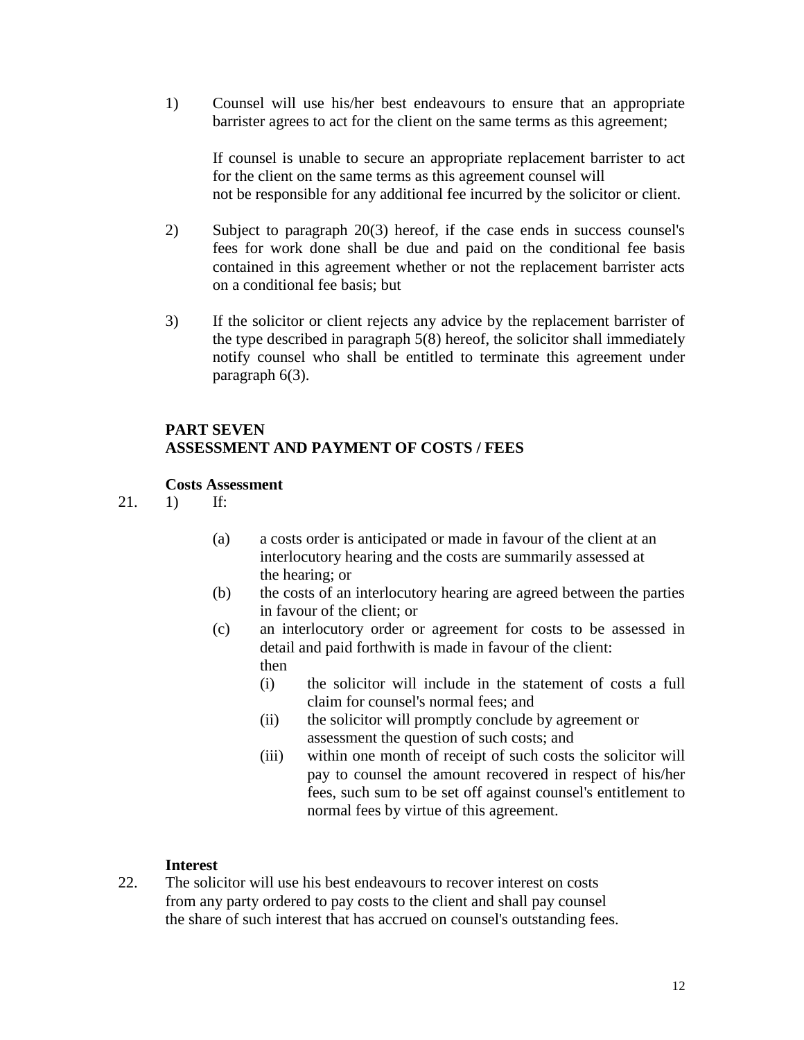1) Counsel will use his/her best endeavours to ensure that an appropriate barrister agrees to act for the client on the same terms as this agreement;

   If counsel is unable to secure an appropriate replacement barrister to act for the client on the same terms as this agreement counsel will not be responsible for any additional fee incurred by the solicitor or client.

2) Subject to paragraph 20(3) hereof, if the case ends in success counsel's fees for work done shall be due and paid on the conditional fee basis contained in this agreement whether or not the replacement barrister acts on a conditional fee basis; but

3) If the solicitor or client rejects any advice by the replacement barrister of the type described in paragraph 5(8) hereof, the solicitor shall immediately notify counsel who shall be entitled to terminate this agreement under paragraph 6(3).

## PART SEVEN
## ASSESSMENT AND PAYMENT OF COSTS / FEES

**Costs Assessment**

21. 1) If:

    (a) a costs order is anticipated or made in favour of the client at an interlocutory hearing and the costs are summarily assessed at the hearing; or
    (b) the costs of an interlocutory hearing are agreed between the parties in favour of the client; or
    (c) an interlocutory order or agreement for costs to be assessed in detail and paid forthwith is made in favour of the client:
    then
       (i) the solicitor will include in the statement of costs a full claim for counsel's normal fees; and
       (ii) the solicitor will promptly conclude by agreement or assessment the question of such costs; and
       (iii) within one month of receipt of such costs the solicitor will pay to counsel the amount recovered in respect of his/her fees, such sum to be set off against counsel's entitlement to normal fees by virtue of this agreement.

**Interest**

22. The solicitor will use his best endeavours to recover interest on costs from any party ordered to pay costs to the client and shall pay counsel the share of such interest that has accrued on counsel's outstanding fees.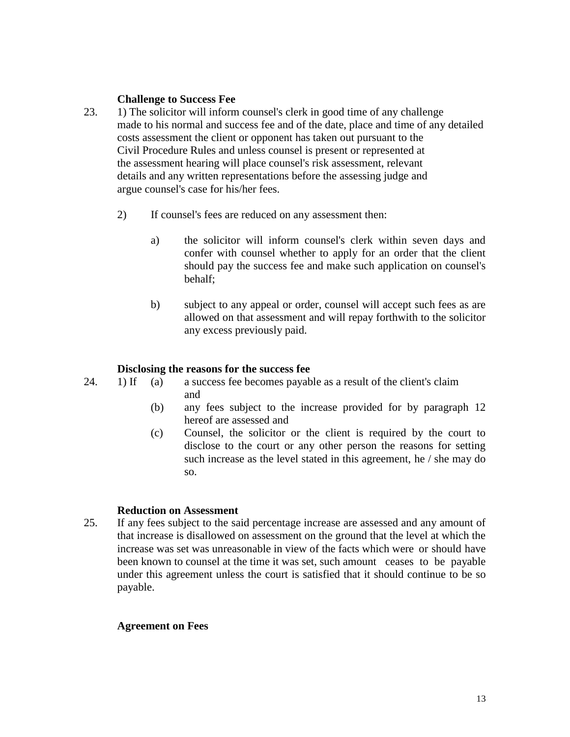**Challenge to Success Fee**

23. 1) The solicitor will inform counsel's clerk in good time of any challenge made to his normal and success fee and of the date, place and time of any detailed costs assessment the client or opponent has taken out pursuant to the Civil Procedure Rules and unless counsel is present or represented at the assessment hearing will place counsel's risk assessment, relevant details and any written representations before the assessing judge and argue counsel's case for his/her fees.

 2) If counsel's fees are reduced on any assessment then:

 a) the solicitor will inform counsel's clerk within seven days and confer with counsel whether to apply for an order that the client should pay the success fee and make such application on counsel's behalf;

 b) subject to any appeal or order, counsel will accept such fees as are allowed on that assessment and will repay forthwith to the solicitor any excess previously paid.

**Disclosing the reasons for the success fee**

24. 1) If (a) a success fee becomes payable as a result of the client's claim and

 (b) any fees subject to the increase provided for by paragraph 12 hereof are assessed and

 (c) Counsel, the solicitor or the client is required by the court to disclose to the court or any other person the reasons for setting such increase as the level stated in this agreement, he / she may do so.

**Reduction on Assessment**

25. If any fees subject to the said percentage increase are assessed and any amount of that increase is disallowed on assessment on the ground that the level at which the increase was set was unreasonable in view of the facts which were or should have been known to counsel at the time it was set, such amount ceases to be payable under this agreement unless the court is satisfied that it should continue to be so payable.

**Agreement on Fees**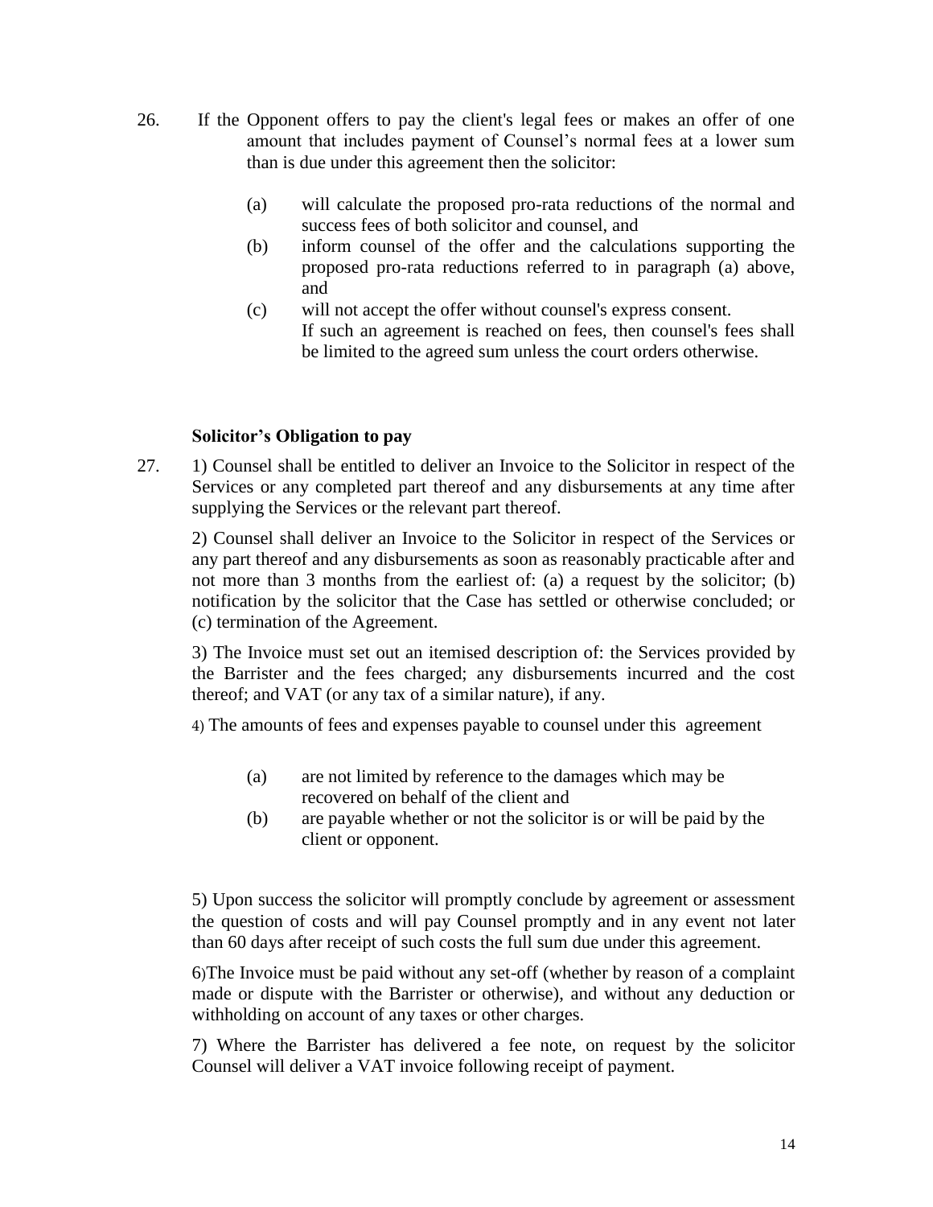26. If the Opponent offers to pay the client's legal fees or makes an offer of one amount that includes payment of Counsel's normal fees at a lower sum than is due under this agreement then the solicitor:

    (a) will calculate the proposed pro-rata reductions of the normal and success fees of both solicitor and counsel, and
    (b) inform counsel of the offer and the calculations supporting the proposed pro-rata reductions referred to in paragraph (a) above, and
    (c) will not accept the offer without counsel's express consent.
    If such an agreement is reached on fees, then counsel's fees shall be limited to the agreed sum unless the court orders otherwise.

**Solicitor's Obligation to pay**

27. 1) Counsel shall be entitled to deliver an Invoice to the Solicitor in respect of the Services or any completed part thereof and any disbursements at any time after supplying the Services or the relevant part thereof.

    2) Counsel shall deliver an Invoice to the Solicitor in respect of the Services or any part thereof and any disbursements as soon as reasonably practicable after and not more than 3 months from the earliest of: (a) a request by the solicitor; (b) notification by the solicitor that the Case has settled or otherwise concluded; or (c) termination of the Agreement.

    3) The Invoice must set out an itemised description of: the Services provided by the Barrister and the fees charged; any disbursements incurred and the cost thereof; and VAT (or any tax of a similar nature), if any.

    4) The amounts of fees and expenses payable to counsel under this agreement

    (a) are not limited by reference to the damages which may be recovered on behalf of the client and
    (b) are payable whether or not the solicitor is or will be paid by the client or opponent.

    5) Upon success the solicitor will promptly conclude by agreement or assessment the question of costs and will pay Counsel promptly and in any event not later than 60 days after receipt of such costs the full sum due under this agreement.

    6)The Invoice must be paid without any set-off (whether by reason of a complaint made or dispute with the Barrister or otherwise), and without any deduction or withholding on account of any taxes or other charges.

    7) Where the Barrister has delivered a fee note, on request by the solicitor Counsel will deliver a VAT invoice following receipt of payment.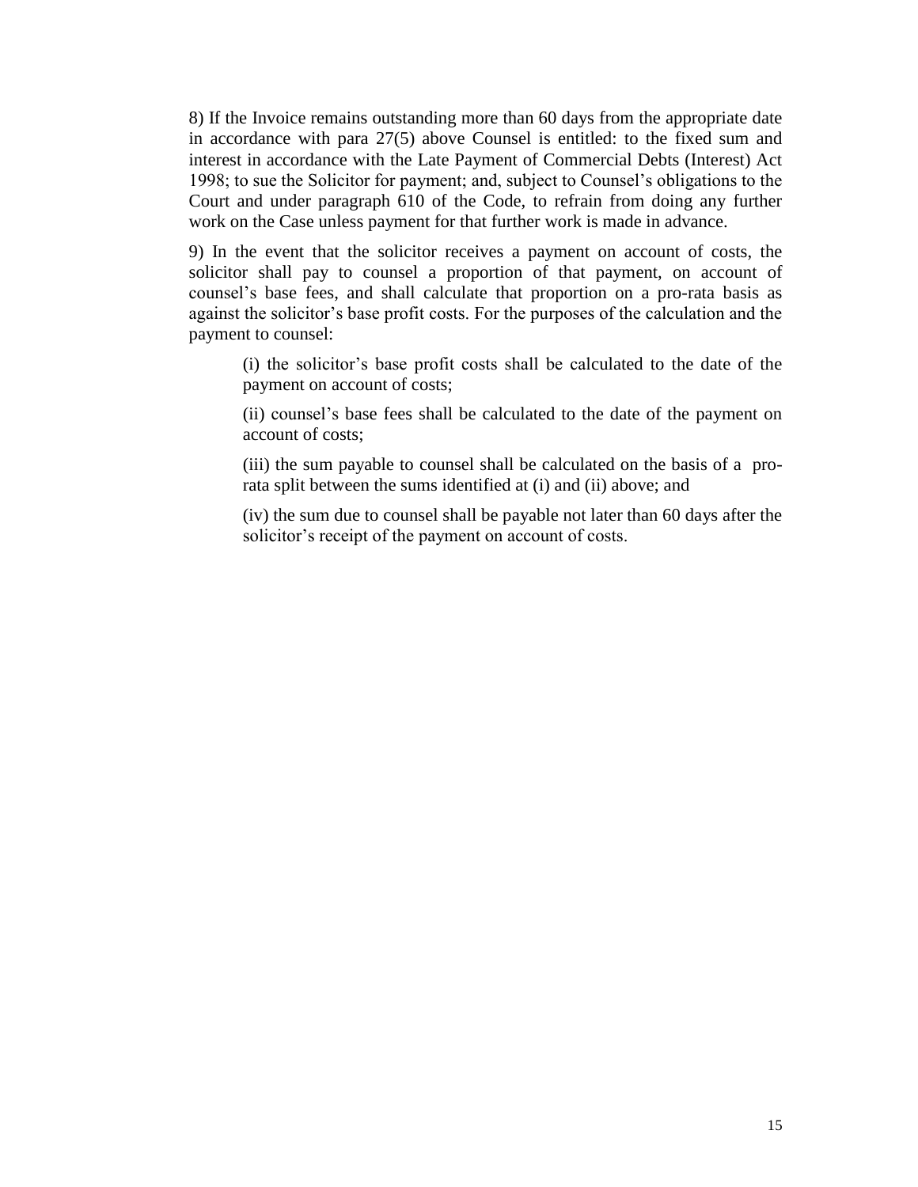8) If the Invoice remains outstanding more than 60 days from the appropriate date in accordance with para 27(5) above Counsel is entitled: to the fixed sum and interest in accordance with the Late Payment of Commercial Debts (Interest) Act 1998; to sue the Solicitor for payment; and, subject to Counsel's obligations to the Court and under paragraph 610 of the Code, to refrain from doing any further work on the Case unless payment for that further work is made in advance.

9) In the event that the solicitor receives a payment on account of costs, the solicitor shall pay to counsel a proportion of that payment, on account of counsel's base fees, and shall calculate that proportion on a pro-rata basis as against the solicitor's base profit costs. For the purposes of the calculation and the payment to counsel:

(i) the solicitor's base profit costs shall be calculated to the date of the payment on account of costs;

(ii) counsel's base fees shall be calculated to the date of the payment on account of costs;

(iii) the sum payable to counsel shall be calculated on the basis of a pro-rata split between the sums identified at (i) and (ii) above; and

(iv) the sum due to counsel shall be payable not later than 60 days after the solicitor's receipt of the payment on account of costs.